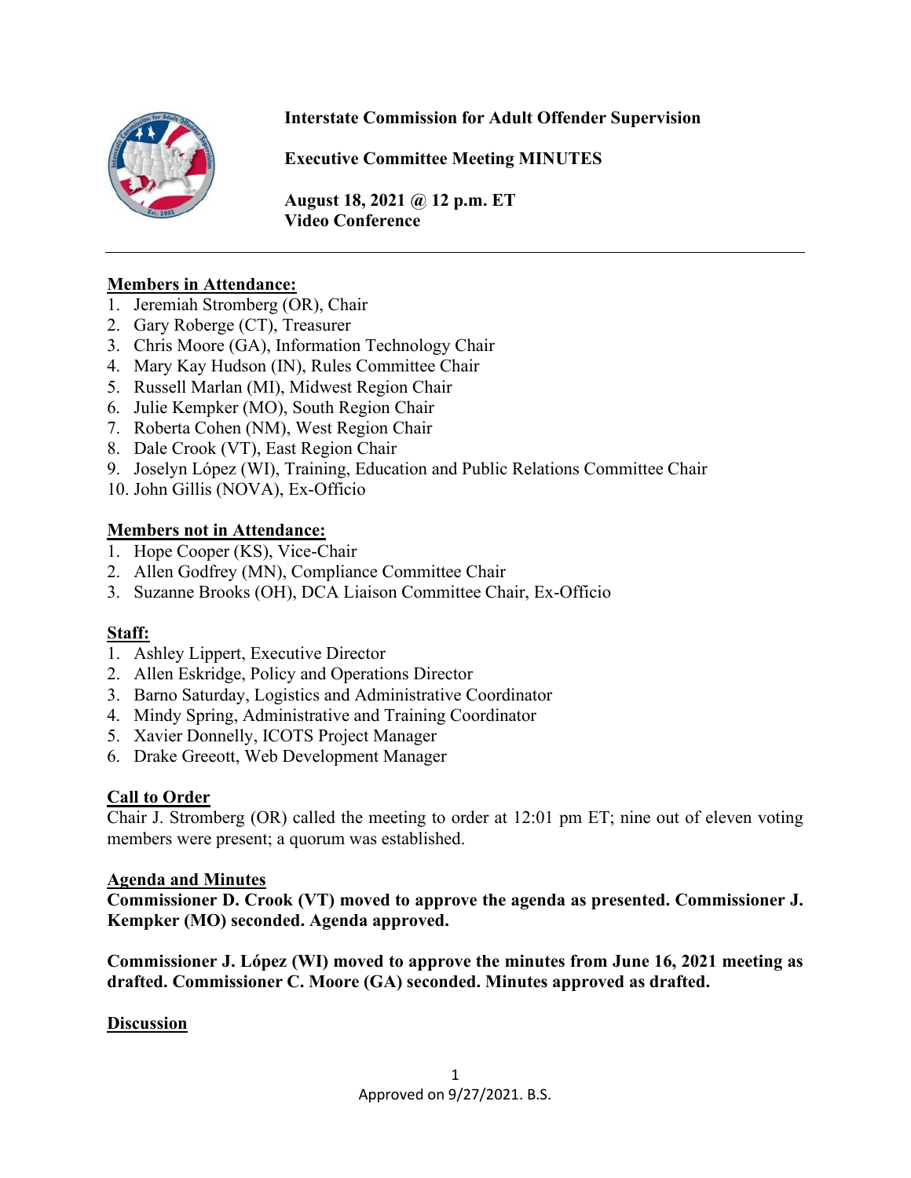**Interstate Commission for Adult Offender Supervision**

**Executive Committee Meeting MINUTES**

**August 18, 2021 @ 12 p.m. ET**
**Video Conference**

---

**Members in Attendance:**

1. Jeremiah Stromberg (OR), Chair
2. Gary Roberge (CT), Treasurer
3. Chris Moore (GA), Information Technology Chair
4. Mary Kay Hudson (IN), Rules Committee Chair
5. Russell Marlan (MI), Midwest Region Chair
6. Julie Kempker (MO), South Region Chair
7. Roberta Cohen (NM), West Region Chair
8. Dale Crook (VT), East Region Chair
9. Joselyn López (WI), Training, Education and Public Relations Committee Chair
10. John Gillis (NOVA), Ex-Officio

**Members not in Attendance:**

1. Hope Cooper (KS), Vice-Chair
2. Allen Godfrey (MN), Compliance Committee Chair
3. Suzanne Brooks (OH), DCA Liaison Committee Chair, Ex-Officio

**Staff:**

1. Ashley Lippert, Executive Director
2. Allen Eskridge, Policy and Operations Director
3. Barno Saturday, Logistics and Administrative Coordinator
4. Mindy Spring, Administrative and Training Coordinator
5. Xavier Donnelly, ICOTS Project Manager
6. Drake Greeott, Web Development Manager

**Call to Order**

Chair J. Stromberg (OR) called the meeting to order at 12:01 pm ET; nine out of eleven voting members were present; a quorum was established.

**Agenda and Minutes**

**Commissioner D. Crook (VT) moved to approve the agenda as presented. Commissioner J. Kempker (MO) seconded. Agenda approved.**

**Commissioner J. López (WI) moved to approve the minutes from June 16, 2021 meeting as drafted. Commissioner C. Moore (GA) seconded. Minutes approved as drafted.**

**Discussion**

Approved on 9/27/2021. B.S.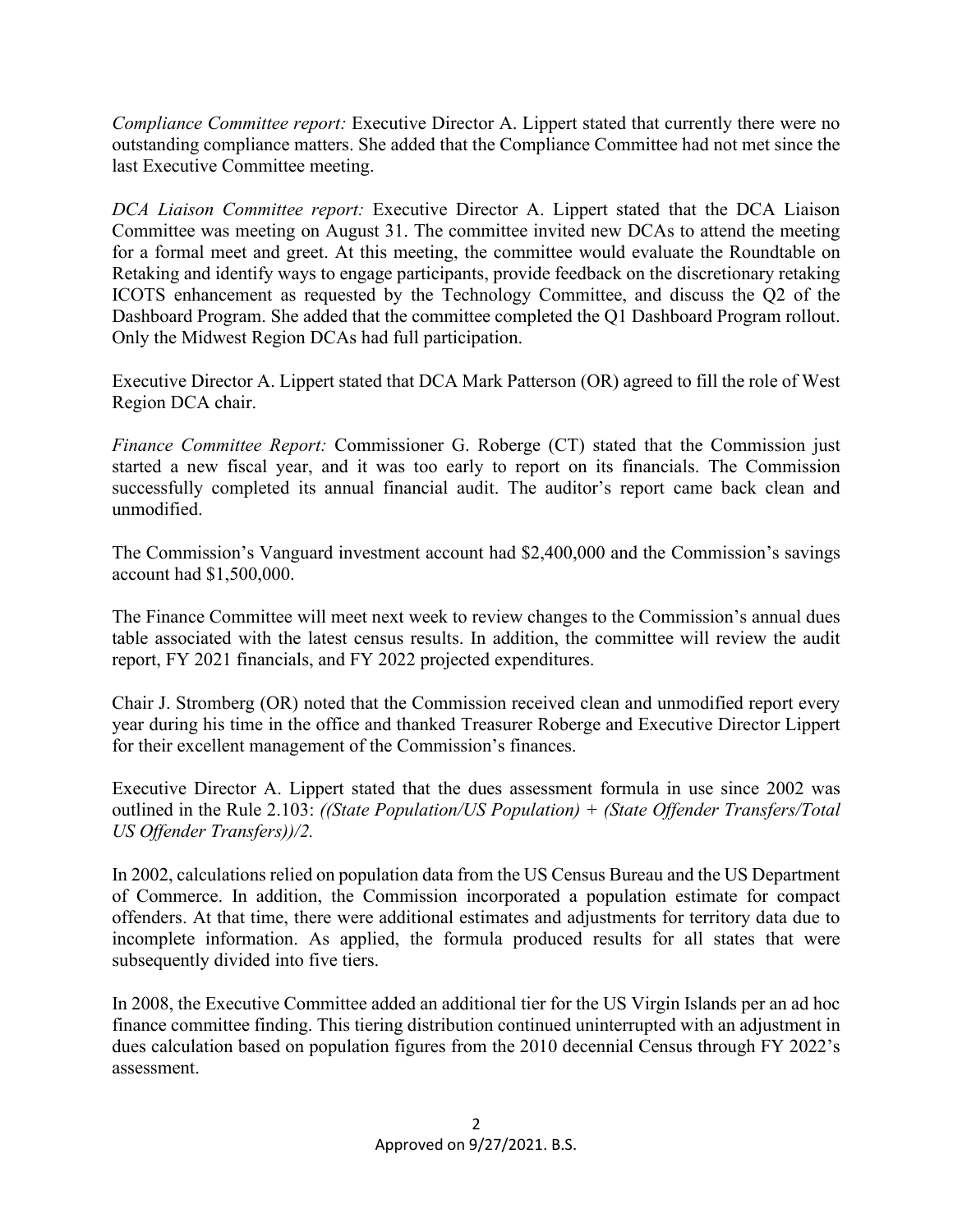*Compliance Committee report:* Executive Director A. Lippert stated that currently there were no outstanding compliance matters. She added that the Compliance Committee had not met since the last Executive Committee meeting.

*DCA Liaison Committee report:* Executive Director A. Lippert stated that the DCA Liaison Committee was meeting on August 31. The committee invited new DCAs to attend the meeting for a formal meet and greet. At this meeting, the committee would evaluate the Roundtable on Retaking and identify ways to engage participants, provide feedback on the discretionary retaking ICOTS enhancement as requested by the Technology Committee, and discuss the Q2 of the Dashboard Program. She added that the committee completed the Q1 Dashboard Program rollout. Only the Midwest Region DCAs had full participation.

Executive Director A. Lippert stated that DCA Mark Patterson (OR) agreed to fill the role of West Region DCA chair.

*Finance Committee Report:* Commissioner G. Roberge (CT) stated that the Commission just started a new fiscal year, and it was too early to report on its financials. The Commission successfully completed its annual financial audit. The auditor's report came back clean and unmodified.

The Commission's Vanguard investment account had $2,400,000 and the Commission's savings account had $1,500,000.

The Finance Committee will meet next week to review changes to the Commission's annual dues table associated with the latest census results. In addition, the committee will review the audit report, FY 2021 financials, and FY 2022 projected expenditures.

Chair J. Stromberg (OR) noted that the Commission received clean and unmodified report every year during his time in the office and thanked Treasurer Roberge and Executive Director Lippert for their excellent management of the Commission's finances.

Executive Director A. Lippert stated that the dues assessment formula in use since 2002 was outlined in the Rule 2.103: *((State Population/US Population) + (State Offender Transfers/Total US Offender Transfers))/2.*

In 2002, calculations relied on population data from the US Census Bureau and the US Department of Commerce. In addition, the Commission incorporated a population estimate for compact offenders. At that time, there were additional estimates and adjustments for territory data due to incomplete information. As applied, the formula produced results for all states that were subsequently divided into five tiers.

In 2008, the Executive Committee added an additional tier for the US Virgin Islands per an ad hoc finance committee finding. This tiering distribution continued uninterrupted with an adjustment in dues calculation based on population figures from the 2010 decennial Census through FY 2022's assessment.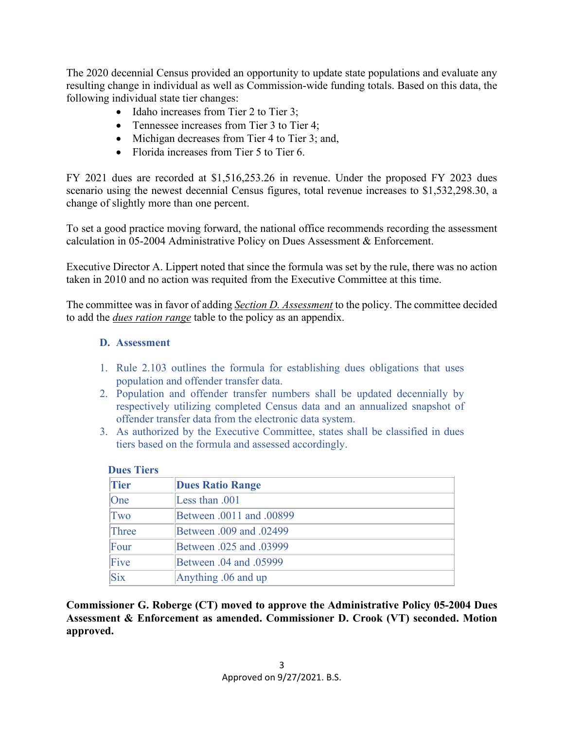The 2020 decennial Census provided an opportunity to update state populations and evaluate any resulting change in individual as well as Commission-wide funding totals. Based on this data, the following individual state tier changes:

- Idaho increases from Tier 2 to Tier 3;
- Tennessee increases from Tier 3 to Tier 4;
- Michigan decreases from Tier 4 to Tier 3; and,
- Florida increases from Tier 5 to Tier 6.

FY 2021 dues are recorded at $1,516,253.26 in revenue. Under the proposed FY 2023 dues scenario using the newest decennial Census figures, total revenue increases to $1,532,298.30, a change of slightly more than one percent.

To set a good practice moving forward, the national office recommends recording the assessment calculation in 05-2004 Administrative Policy on Dues Assessment & Enforcement.

Executive Director A. Lippert noted that since the formula was set by the rule, there was no action taken in 2010 and no action was requited from the Executive Committee at this time.

The committee was in favor of adding *Section D. Assessment* to the policy. The committee decided to add the *dues ration range* table to the policy as an appendix.

**D. Assessment**

1. Rule 2.103 outlines the formula for establishing dues obligations that uses population and offender transfer data.
2. Population and offender transfer numbers shall be updated decennially by respectively utilizing completed Census data and an annualized snapshot of offender transfer data from the electronic data system.
3. As authorized by the Executive Committee, states shall be classified in dues tiers based on the formula and assessed accordingly.

**Dues Tiers**

| Tier | Dues Ratio Range |
|---|---|
| One | Less than .001 |
| Two | Between .0011 and .00899 |
| Three | Between .009 and .02499 |
| Four | Between .025 and .03999 |
| Five | Between .04 and .05999 |
| Six | Anything .06 and up |

**Commissioner G. Roberge (CT) moved to approve the Administrative Policy 05-2004 Dues Assessment & Enforcement as amended. Commissioner D. Crook (VT) seconded. Motion approved.**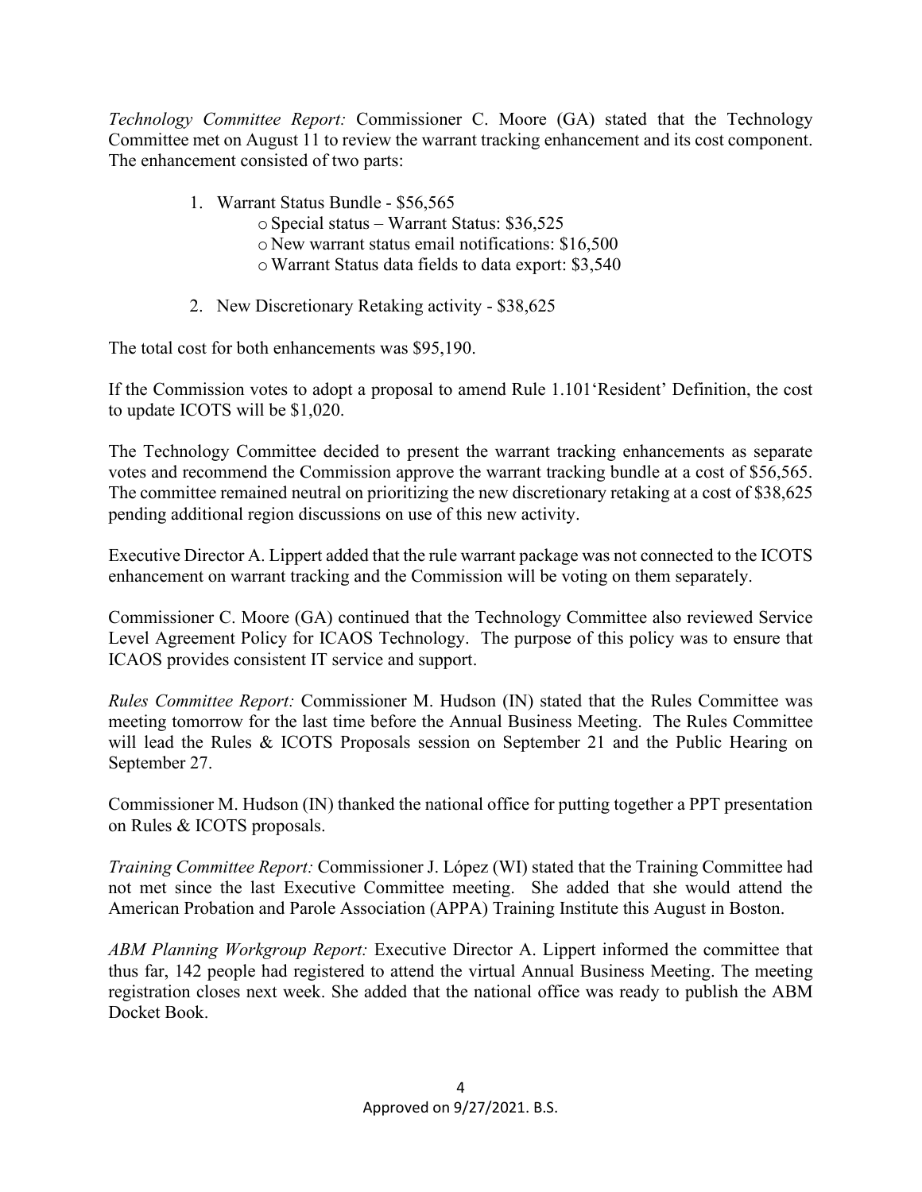*Technology Committee Report:* Commissioner C. Moore (GA) stated that the Technology Committee met on August 11 to review the warrant tracking enhancement and its cost component. The enhancement consisted of two parts:

1. Warrant Status Bundle - $56,565
   - Special status – Warrant Status: $36,525
   - New warrant status email notifications: $16,500
   - Warrant Status data fields to data export: $3,540

2. New Discretionary Retaking activity - $38,625

The total cost for both enhancements was $95,190.

If the Commission votes to adopt a proposal to amend Rule 1.101'Resident' Definition, the cost to update ICOTS will be $1,020.

The Technology Committee decided to present the warrant tracking enhancements as separate votes and recommend the Commission approve the warrant tracking bundle at a cost of $56,565. The committee remained neutral on prioritizing the new discretionary retaking at a cost of $38,625 pending additional region discussions on use of this new activity.

Executive Director A. Lippert added that the rule warrant package was not connected to the ICOTS enhancement on warrant tracking and the Commission will be voting on them separately.

Commissioner C. Moore (GA) continued that the Technology Committee also reviewed Service Level Agreement Policy for ICAOS Technology. The purpose of this policy was to ensure that ICAOS provides consistent IT service and support.

*Rules Committee Report:* Commissioner M. Hudson (IN) stated that the Rules Committee was meeting tomorrow for the last time before the Annual Business Meeting. The Rules Committee will lead the Rules & ICOTS Proposals session on September 21 and the Public Hearing on September 27.

Commissioner M. Hudson (IN) thanked the national office for putting together a PPT presentation on Rules & ICOTS proposals.

*Training Committee Report:* Commissioner J. López (WI) stated that the Training Committee had not met since the last Executive Committee meeting. She added that she would attend the American Probation and Parole Association (APPA) Training Institute this August in Boston.

*ABM Planning Workgroup Report:* Executive Director A. Lippert informed the committee that thus far, 142 people had registered to attend the virtual Annual Business Meeting. The meeting registration closes next week. She added that the national office was ready to publish the ABM Docket Book.

Approved on 9/27/2021. B.S.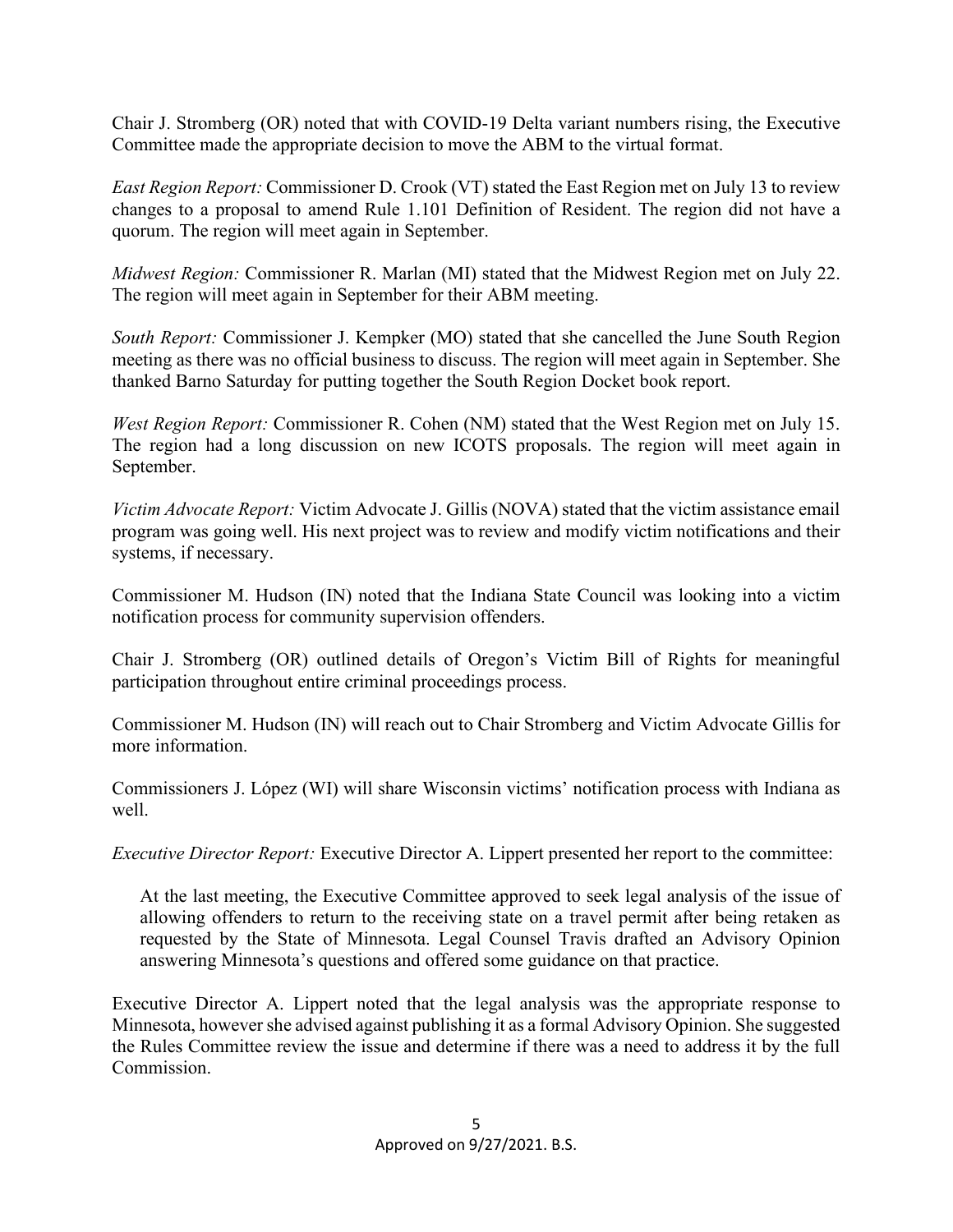Chair J. Stromberg (OR) noted that with COVID-19 Delta variant numbers rising, the Executive Committee made the appropriate decision to move the ABM to the virtual format.

*East Region Report:* Commissioner D. Crook (VT) stated the East Region met on July 13 to review changes to a proposal to amend Rule 1.101 Definition of Resident. The region did not have a quorum. The region will meet again in September.

*Midwest Region:* Commissioner R. Marlan (MI) stated that the Midwest Region met on July 22. The region will meet again in September for their ABM meeting.

*South Report:* Commissioner J. Kempker (MO) stated that she cancelled the June South Region meeting as there was no official business to discuss. The region will meet again in September. She thanked Barno Saturday for putting together the South Region Docket book report.

*West Region Report:* Commissioner R. Cohen (NM) stated that the West Region met on July 15. The region had a long discussion on new ICOTS proposals. The region will meet again in September.

*Victim Advocate Report:* Victim Advocate J. Gillis (NOVA) stated that the victim assistance email program was going well. His next project was to review and modify victim notifications and their systems, if necessary.

Commissioner M. Hudson (IN) noted that the Indiana State Council was looking into a victim notification process for community supervision offenders.

Chair J. Stromberg (OR) outlined details of Oregon's Victim Bill of Rights for meaningful participation throughout entire criminal proceedings process.

Commissioner M. Hudson (IN) will reach out to Chair Stromberg and Victim Advocate Gillis for more information.

Commissioners J. López (WI) will share Wisconsin victims' notification process with Indiana as well.

*Executive Director Report:* Executive Director A. Lippert presented her report to the committee:

> At the last meeting, the Executive Committee approved to seek legal analysis of the issue of allowing offenders to return to the receiving state on a travel permit after being retaken as requested by the State of Minnesota. Legal Counsel Travis drafted an Advisory Opinion answering Minnesota's questions and offered some guidance on that practice.

Executive Director A. Lippert noted that the legal analysis was the appropriate response to Minnesota, however she advised against publishing it as a formal Advisory Opinion. She suggested the Rules Committee review the issue and determine if there was a need to address it by the full Commission.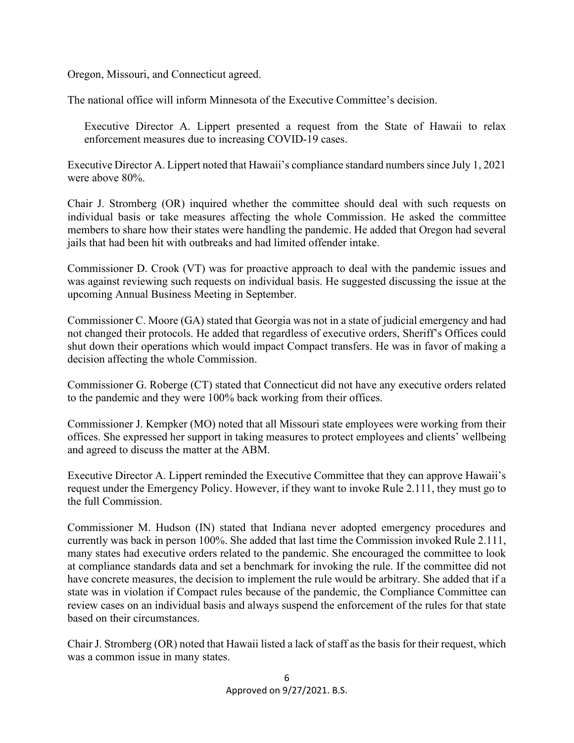Oregon, Missouri, and Connecticut agreed.

The national office will inform Minnesota of the Executive Committee's decision.

> Executive Director A. Lippert presented a request from the State of Hawaii to relax enforcement measures due to increasing COVID-19 cases.

Executive Director A. Lippert noted that Hawaii's compliance standard numbers since July 1, 2021 were above 80%.

Chair J. Stromberg (OR) inquired whether the committee should deal with such requests on individual basis or take measures affecting the whole Commission. He asked the committee members to share how their states were handling the pandemic. He added that Oregon had several jails that had been hit with outbreaks and had limited offender intake.

Commissioner D. Crook (VT) was for proactive approach to deal with the pandemic issues and was against reviewing such requests on individual basis. He suggested discussing the issue at the upcoming Annual Business Meeting in September.

Commissioner C. Moore (GA) stated that Georgia was not in a state of judicial emergency and had not changed their protocols. He added that regardless of executive orders, Sheriff's Offices could shut down their operations which would impact Compact transfers. He was in favor of making a decision affecting the whole Commission.

Commissioner G. Roberge (CT) stated that Connecticut did not have any executive orders related to the pandemic and they were 100% back working from their offices.

Commissioner J. Kempker (MO) noted that all Missouri state employees were working from their offices. She expressed her support in taking measures to protect employees and clients' wellbeing and agreed to discuss the matter at the ABM.

Executive Director A. Lippert reminded the Executive Committee that they can approve Hawaii's request under the Emergency Policy. However, if they want to invoke Rule 2.111, they must go to the full Commission.

Commissioner M. Hudson (IN) stated that Indiana never adopted emergency procedures and currently was back in person 100%. She added that last time the Commission invoked Rule 2.111, many states had executive orders related to the pandemic. She encouraged the committee to look at compliance standards data and set a benchmark for invoking the rule. If the committee did not have concrete measures, the decision to implement the rule would be arbitrary. She added that if a state was in violation if Compact rules because of the pandemic, the Compliance Committee can review cases on an individual basis and always suspend the enforcement of the rules for that state based on their circumstances.

Chair J. Stromberg (OR) noted that Hawaii listed a lack of staff as the basis for their request, which was a common issue in many states.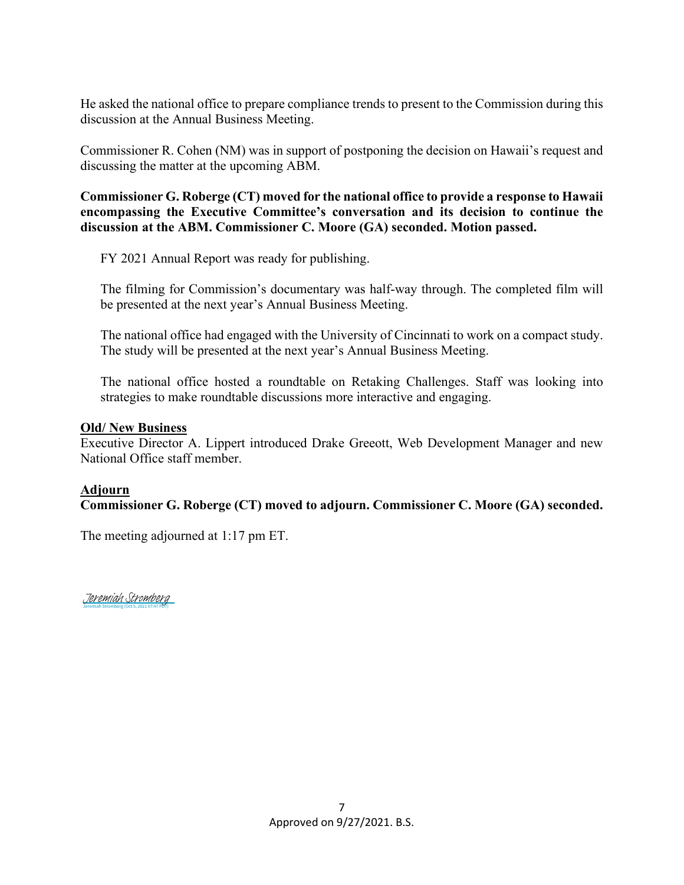He asked the national office to prepare compliance trends to present to the Commission during this discussion at the Annual Business Meeting.

Commissioner R. Cohen (NM) was in support of postponing the decision on Hawaii's request and discussing the matter at the upcoming ABM.

**Commissioner G. Roberge (CT) moved for the national office to provide a response to Hawaii encompassing the Executive Committee's conversation and its decision to continue the discussion at the ABM. Commissioner C. Moore (GA) seconded. Motion passed.**

FY 2021 Annual Report was ready for publishing.

The filming for Commission's documentary was half-way through. The completed film will be presented at the next year's Annual Business Meeting.

The national office had engaged with the University of Cincinnati to work on a compact study. The study will be presented at the next year's Annual Business Meeting.

The national office hosted a roundtable on Retaking Challenges. Staff was looking into strategies to make roundtable discussions more interactive and engaging.

**Old/ New Business**

Executive Director A. Lippert introduced Drake Greeott, Web Development Manager and new National Office staff member.

**Adjourn**

**Commissioner G. Roberge (CT) moved to adjourn. Commissioner C. Moore (GA) seconded.**

The meeting adjourned at 1:17 pm ET.

Jeremiah Stromberg
Jeremiah Stromberg (Oct 5, 2021 07:47 PDT)

Approved on 9/27/2021. B.S.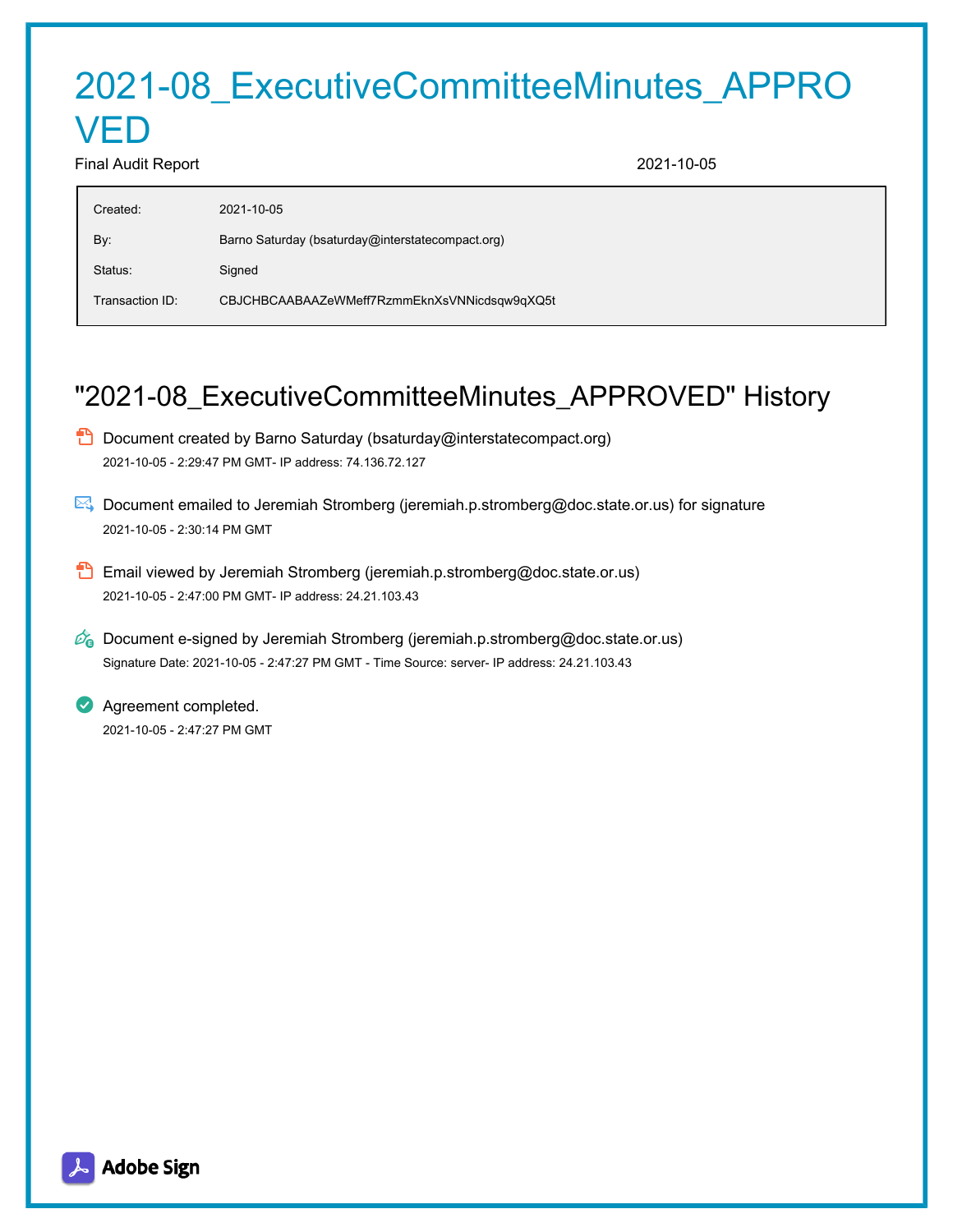# 2021-08_ExecutiveCommitteeMinutes_APPROVED

Final Audit Report 2021-10-05

| | |
|---|---|
| Created: | 2021-10-05 |
| By: | Barno Saturday (bsaturday@interstatecompact.org) |
| Status: | Signed |
| Transaction ID: | CBJCHBCAABAAZeWMeff7RzmmEknXsVNNicdsqw9qXQ5t |

## "2021-08_ExecutiveCommitteeMinutes_APPROVED" History

- Document created by Barno Saturday (bsaturday@interstatecompact.org)
  2021-10-05 - 2:29:47 PM GMT- IP address: 74.136.72.127

- Document emailed to Jeremiah Stromberg (jeremiah.p.stromberg@doc.state.or.us) for signature
  2021-10-05 - 2:30:14 PM GMT

- Email viewed by Jeremiah Stromberg (jeremiah.p.stromberg@doc.state.or.us)
  2021-10-05 - 2:47:00 PM GMT- IP address: 24.21.103.43

- Document e-signed by Jeremiah Stromberg (jeremiah.p.stromberg@doc.state.or.us)
  Signature Date: 2021-10-05 - 2:47:27 PM GMT - Time Source: server- IP address: 24.21.103.43

- Agreement completed.
  2021-10-05 - 2:47:27 PM GMT

Adobe Sign